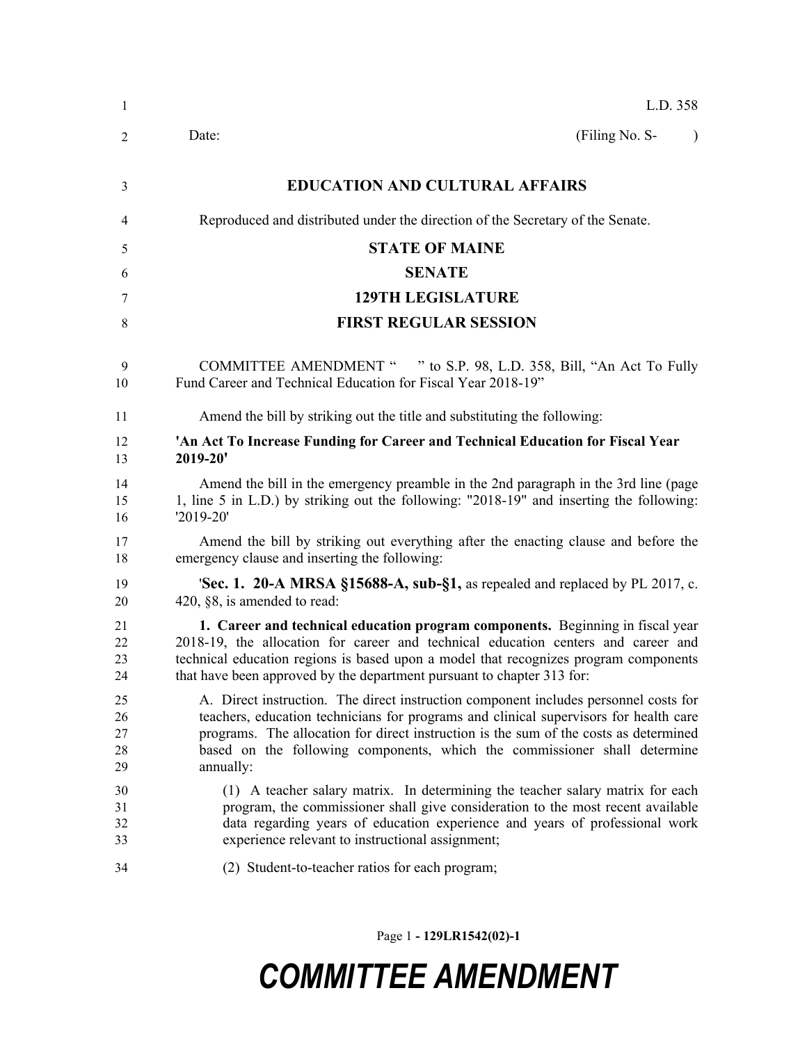L.D. 358

Date: (Filing No. S- )

**EDUCATION AND CULTURAL AFFAIRS**

Reproduced and distributed under the direction of the Secretary of the Senate.

**STATE OF MAINE**

**SENATE**

**129TH LEGISLATURE**

**FIRST REGULAR SESSION**

COMMITTEE AMENDMENT " " to S.P. 98, L.D. 358, Bill, "An Act To Fully Fund Career and Technical Education for Fiscal Year 2018-19"

Amend the bill by striking out the title and substituting the following:

**'An Act To Increase Funding for Career and Technical Education for Fiscal Year 2019-20'**

Amend the bill in the emergency preamble in the 2nd paragraph in the 3rd line (page 1, line 5 in L.D.) by striking out the following: "2018-19" and inserting the following: '2019-20'

Amend the bill by striking out everything after the enacting clause and before the emergency clause and inserting the following:

'**Sec. 1. 20-A MRSA §15688-A, sub-§1,** as repealed and replaced by PL 2017, c. 420, §8, is amended to read:

**1. Career and technical education program components.** Beginning in fiscal year 2018-19, the allocation for career and technical education centers and career and technical education regions is based upon a model that recognizes program components that have been approved by the department pursuant to chapter 313 for:

A. Direct instruction. The direct instruction component includes personnel costs for teachers, education technicians for programs and clinical supervisors for health care programs. The allocation for direct instruction is the sum of the costs as determined based on the following components, which the commissioner shall determine annually:

(1) A teacher salary matrix. In determining the teacher salary matrix for each program, the commissioner shall give consideration to the most recent available data regarding years of education experience and years of professional work experience relevant to instructional assignment;

(2) Student-to-teacher ratios for each program;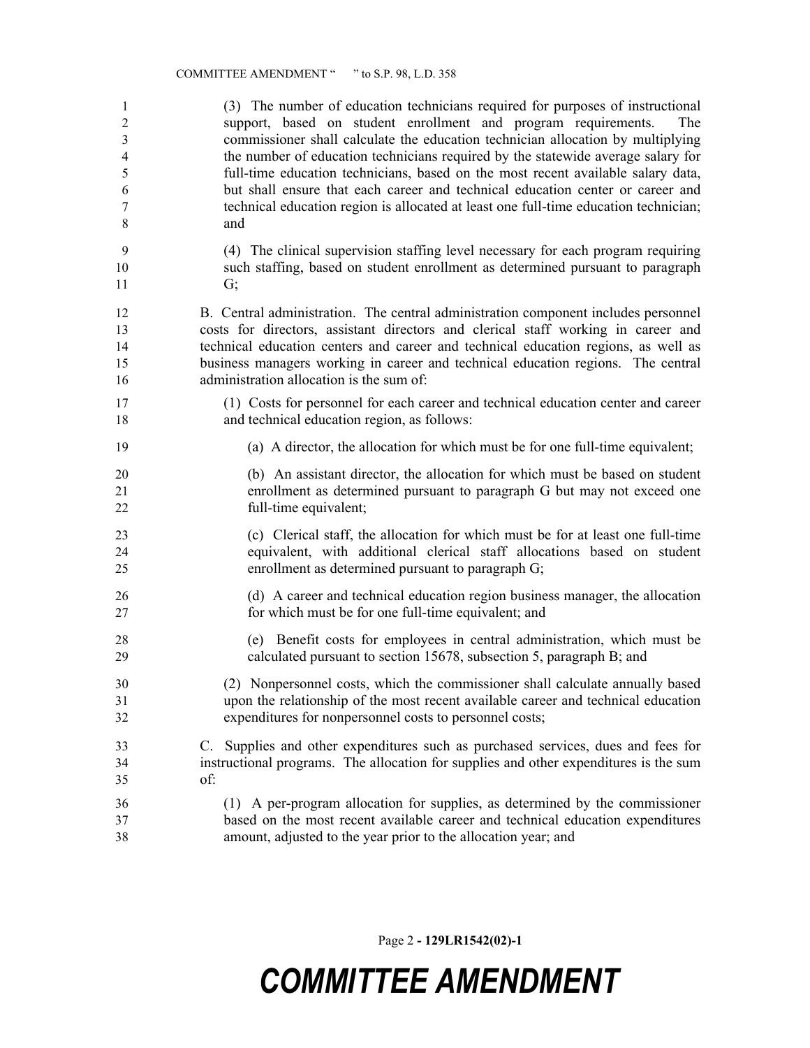(3) The number of education technicians required for purposes of instructional support, based on student enrollment and program requirements. The commissioner shall calculate the education technician allocation by multiplying the number of education technicians required by the statewide average salary for full-time education technicians, based on the most recent available salary data, but shall ensure that each career and technical education center or career and technical education region is allocated at least one full-time education technician; and

(4) The clinical supervision staffing level necessary for each program requiring such staffing, based on student enrollment as determined pursuant to paragraph G;

B. Central administration. The central administration component includes personnel costs for directors, assistant directors and clerical staff working in career and technical education centers and career and technical education regions, as well as business managers working in career and technical education regions. The central administration allocation is the sum of:

(1) Costs for personnel for each career and technical education center and career and technical education region, as follows:

(a) A director, the allocation for which must be for one full-time equivalent;

(b) An assistant director, the allocation for which must be based on student enrollment as determined pursuant to paragraph G but may not exceed one full-time equivalent;

(c) Clerical staff, the allocation for which must be for at least one full-time equivalent, with additional clerical staff allocations based on student enrollment as determined pursuant to paragraph G;

(d) A career and technical education region business manager, the allocation for which must be for one full-time equivalent; and

(e) Benefit costs for employees in central administration, which must be calculated pursuant to section 15678, subsection 5, paragraph B; and

(2) Nonpersonnel costs, which the commissioner shall calculate annually based upon the relationship of the most recent available career and technical education expenditures for nonpersonnel costs to personnel costs;

C. Supplies and other expenditures such as purchased services, dues and fees for instructional programs. The allocation for supplies and other expenditures is the sum of:

(1) A per-program allocation for supplies, as determined by the commissioner based on the most recent available career and technical education expenditures amount, adjusted to the year prior to the allocation year; and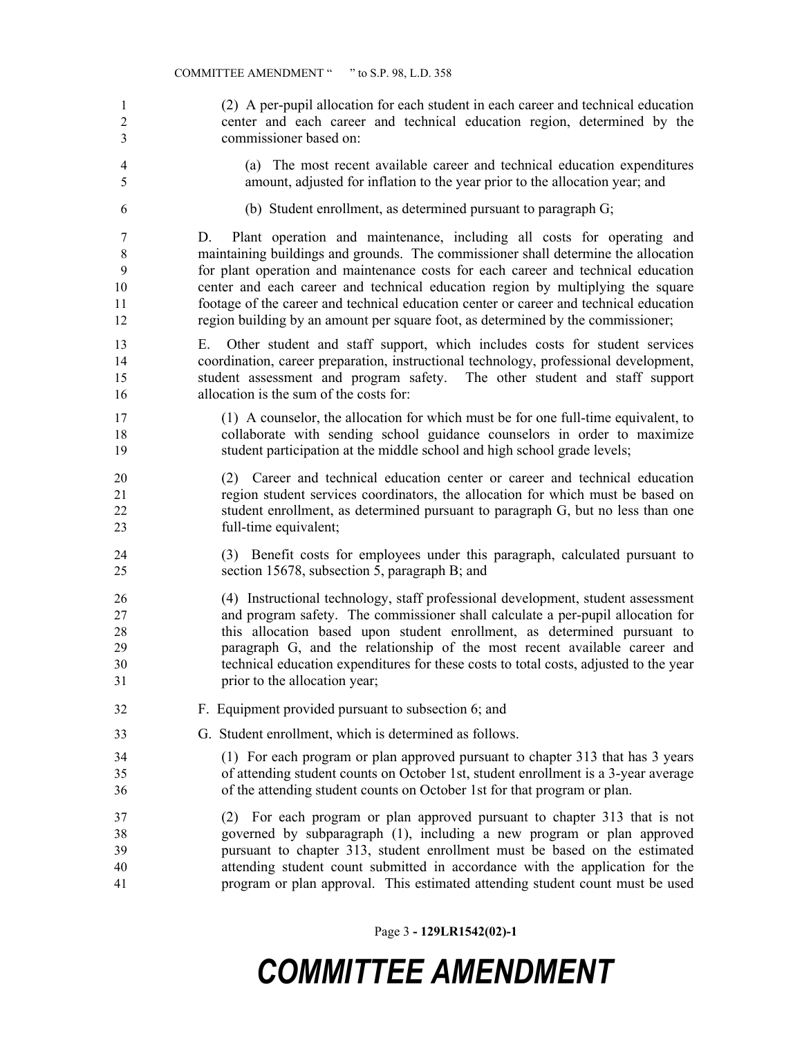(2) A per-pupil allocation for each student in each career and technical education center and each career and technical education region, determined by the commissioner based on:

(a) The most recent available career and technical education expenditures amount, adjusted for inflation to the year prior to the allocation year; and

(b) Student enrollment, as determined pursuant to paragraph G;

D. Plant operation and maintenance, including all costs for operating and maintaining buildings and grounds. The commissioner shall determine the allocation for plant operation and maintenance costs for each career and technical education center and each career and technical education region by multiplying the square footage of the career and technical education center or career and technical education region building by an amount per square foot, as determined by the commissioner;

E. Other student and staff support, which includes costs for student services coordination, career preparation, instructional technology, professional development, student assessment and program safety. The other student and staff support allocation is the sum of the costs for:

(1) A counselor, the allocation for which must be for one full-time equivalent, to collaborate with sending school guidance counselors in order to maximize student participation at the middle school and high school grade levels;

(2) Career and technical education center or career and technical education region student services coordinators, the allocation for which must be based on student enrollment, as determined pursuant to paragraph G, but no less than one full-time equivalent;

(3) Benefit costs for employees under this paragraph, calculated pursuant to section 15678, subsection 5, paragraph B; and

(4) Instructional technology, staff professional development, student assessment and program safety. The commissioner shall calculate a per-pupil allocation for this allocation based upon student enrollment, as determined pursuant to paragraph G, and the relationship of the most recent available career and technical education expenditures for these costs to total costs, adjusted to the year prior to the allocation year;

F. Equipment provided pursuant to subsection 6; and

G. Student enrollment, which is determined as follows.

(1) For each program or plan approved pursuant to chapter 313 that has 3 years of attending student counts on October 1st, student enrollment is a 3-year average of the attending student counts on October 1st for that program or plan.

(2) For each program or plan approved pursuant to chapter 313 that is not governed by subparagraph (1), including a new program or plan approved pursuant to chapter 313, student enrollment must be based on the estimated attending student count submitted in accordance with the application for the program or plan approval. This estimated attending student count must be used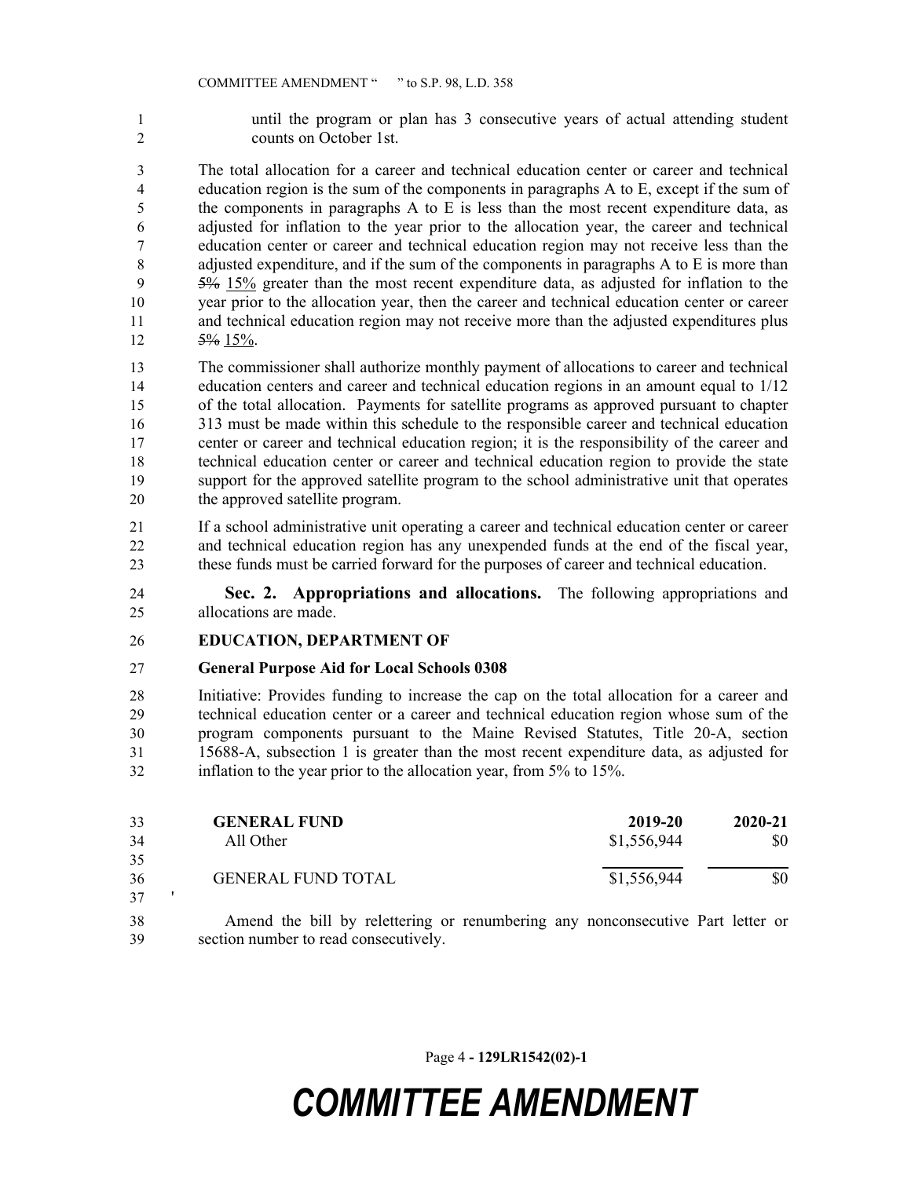until the program or plan has 3 consecutive years of actual attending student counts on October 1st.

The total allocation for a career and technical education center or career and technical education region is the sum of the components in paragraphs A to E, except if the sum of the components in paragraphs A to E is less than the most recent expenditure data, as adjusted for inflation to the year prior to the allocation year, the career and technical education center or career and technical education region may not receive less than the adjusted expenditure, and if the sum of the components in paragraphs A to E is more than ~~5%~~ 15% greater than the most recent expenditure data, as adjusted for inflation to the year prior to the allocation year, then the career and technical education center or career and technical education region may not receive more than the adjusted expenditures plus ~~5%~~ 15%.

The commissioner shall authorize monthly payment of allocations to career and technical education centers and career and technical education regions in an amount equal to 1/12 of the total allocation. Payments for satellite programs as approved pursuant to chapter 313 must be made within this schedule to the responsible career and technical education center or career and technical education region; it is the responsibility of the career and technical education center or career and technical education region to provide the state support for the approved satellite program to the school administrative unit that operates the approved satellite program.

If a school administrative unit operating a career and technical education center or career and technical education region has any unexpended funds at the end of the fiscal year, these funds must be carried forward for the purposes of career and technical education.

**Sec. 2. Appropriations and allocations.** The following appropriations and allocations are made.

**EDUCATION, DEPARTMENT OF**

**General Purpose Aid for Local Schools 0308**

Initiative: Provides funding to increase the cap on the total allocation for a career and technical education center or a career and technical education region whose sum of the program components pursuant to the Maine Revised Statutes, Title 20-A, section 15688-A, subsection 1 is greater than the most recent expenditure data, as adjusted for inflation to the year prior to the allocation year, from 5% to 15%.

| **GENERAL FUND** | **2019-20** | **2020-21** |
|---|---|---|
| All Other | $1,556,944 | $0 |
| GENERAL FUND TOTAL | $1,556,944 | $0 |

'

Amend the bill by relettering or renumbering any nonconsecutive Part letter or section number to read consecutively.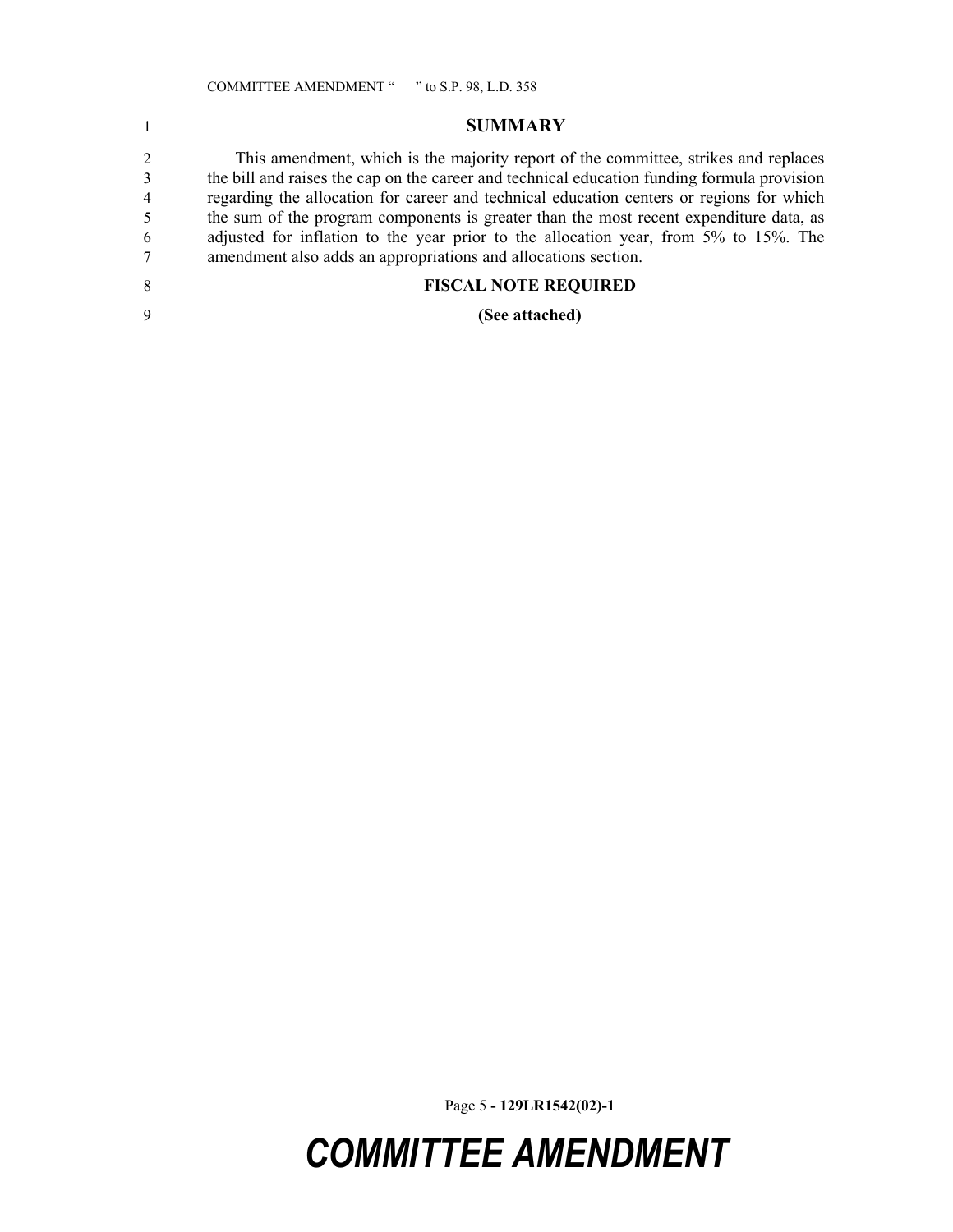## SUMMARY

This amendment, which is the majority report of the committee, strikes and replaces the bill and raises the cap on the career and technical education funding formula provision regarding the allocation for career and technical education centers or regions for which the sum of the program components is greater than the most recent expenditure data, as adjusted for inflation to the year prior to the allocation year, from 5% to 15%. The amendment also adds an appropriations and allocations section.

**FISCAL NOTE REQUIRED**

**(See attached)**